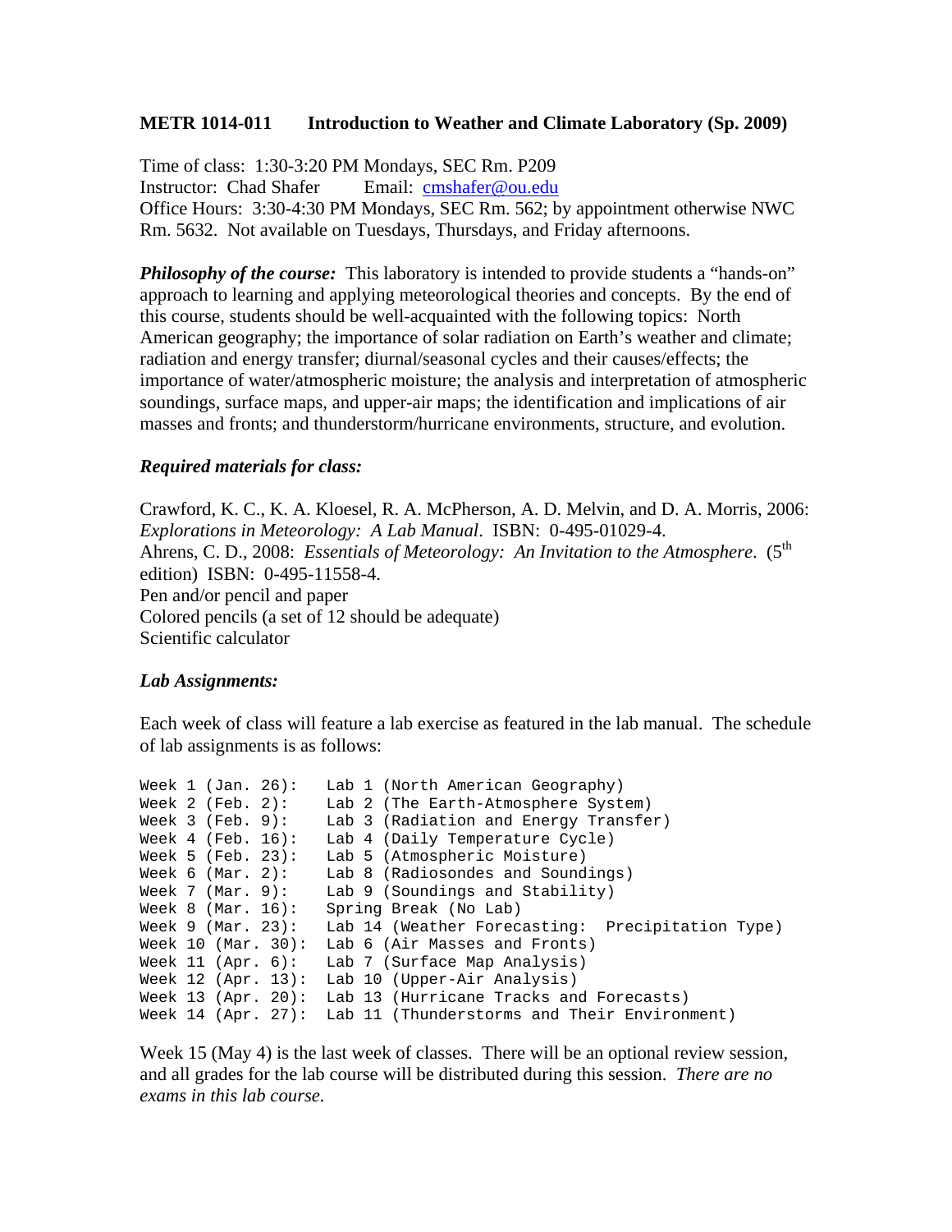**METR 1014-011 Introduction to Weather and Climate Laboratory (Sp. 2009)**

Time of class: 1:30-3:20 PM Mondays, SEC Rm. P209
Instructor: Chad Shafer Email: cmshafer@ou.edu
Office Hours: 3:30-4:30 PM Mondays, SEC Rm. 562; by appointment otherwise NWC Rm. 5632. Not available on Tuesdays, Thursdays, and Friday afternoons.

***Philosophy of the course:*** This laboratory is intended to provide students a "hands-on" approach to learning and applying meteorological theories and concepts. By the end of this course, students should be well-acquainted with the following topics: North American geography; the importance of solar radiation on Earth's weather and climate; radiation and energy transfer; diurnal/seasonal cycles and their causes/effects; the importance of water/atmospheric moisture; the analysis and interpretation of atmospheric soundings, surface maps, and upper-air maps; the identification and implications of air masses and fronts; and thunderstorm/hurricane environments, structure, and evolution.

***Required materials for class:***

Crawford, K. C., K. A. Kloesel, R. A. McPherson, A. D. Melvin, and D. A. Morris, 2006: *Explorations in Meteorology: A Lab Manual*. ISBN: 0-495-01029-4.
Ahrens, C. D., 2008: *Essentials of Meteorology: An Invitation to the Atmosphere*. (5th edition) ISBN: 0-495-11558-4.
Pen and/or pencil and paper
Colored pencils (a set of 12 should be adequate)
Scientific calculator

***Lab Assignments:***

Each week of class will feature a lab exercise as featured in the lab manual. The schedule of lab assignments is as follows:

```
Week 1 (Jan. 26):   Lab 1 (North American Geography)
Week 2 (Feb. 2):    Lab 2 (The Earth-Atmosphere System)
Week 3 (Feb. 9):    Lab 3 (Radiation and Energy Transfer)
Week 4 (Feb. 16):   Lab 4 (Daily Temperature Cycle)
Week 5 (Feb. 23):   Lab 5 (Atmospheric Moisture)
Week 6 (Mar. 2):    Lab 8 (Radiosondes and Soundings)
Week 7 (Mar. 9):    Lab 9 (Soundings and Stability)
Week 8 (Mar. 16):   Spring Break (No Lab)
Week 9 (Mar. 23):   Lab 14 (Weather Forecasting:  Precipitation Type)
Week 10 (Mar. 30):  Lab 6 (Air Masses and Fronts)
Week 11 (Apr. 6):   Lab 7 (Surface Map Analysis)
Week 12 (Apr. 13):  Lab 10 (Upper-Air Analysis)
Week 13 (Apr. 20):  Lab 13 (Hurricane Tracks and Forecasts)
Week 14 (Apr. 27):  Lab 11 (Thunderstorms and Their Environment)
```

Week 15 (May 4) is the last week of classes. There will be an optional review session, and all grades for the lab course will be distributed during this session. *There are no exams in this lab course.*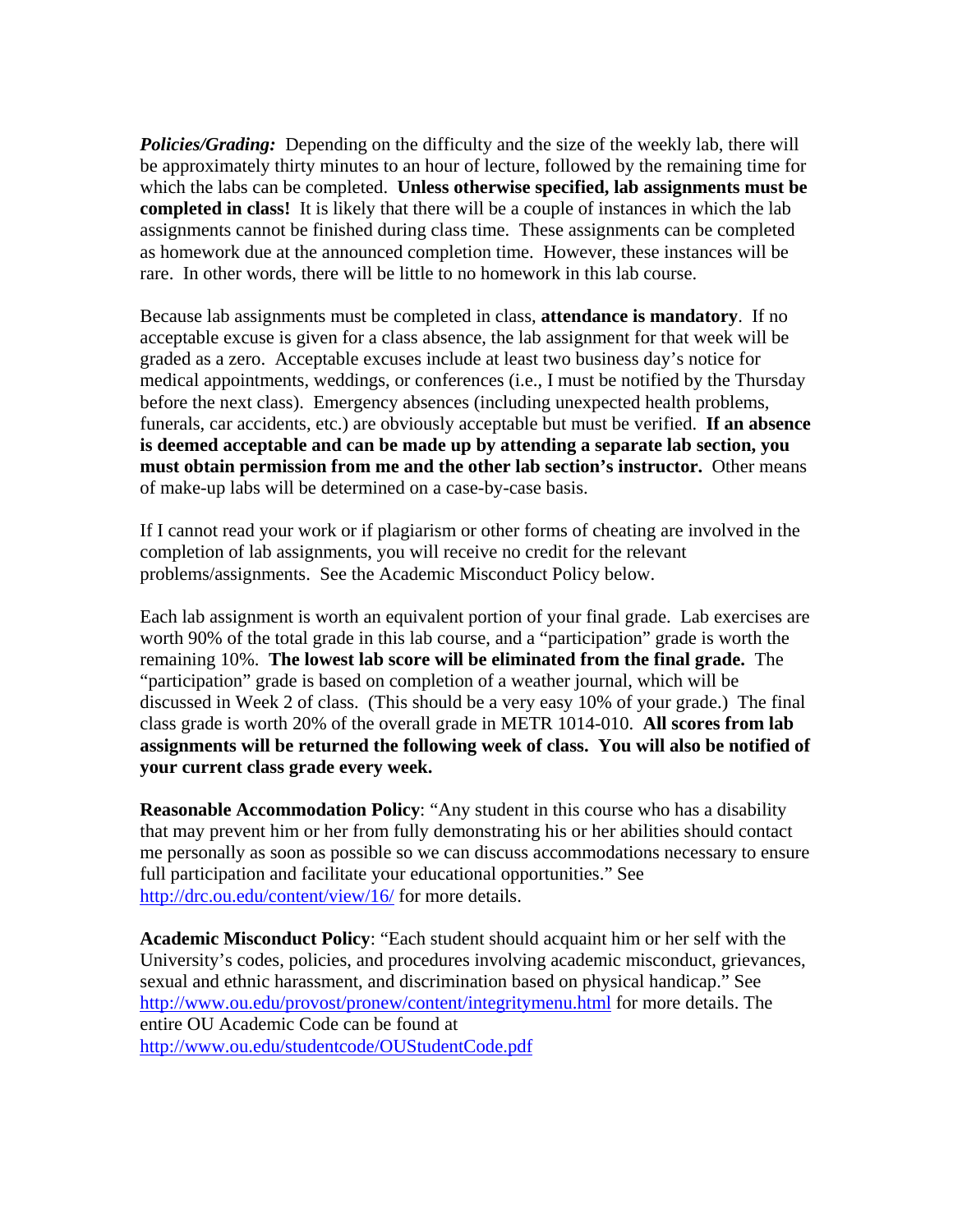***Policies/Grading:*** Depending on the difficulty and the size of the weekly lab, there will be approximately thirty minutes to an hour of lecture, followed by the remaining time for which the labs can be completed. **Unless otherwise specified, lab assignments must be completed in class!** It is likely that there will be a couple of instances in which the lab assignments cannot be finished during class time. These assignments can be completed as homework due at the announced completion time. However, these instances will be rare. In other words, there will be little to no homework in this lab course.

Because lab assignments must be completed in class, **attendance is mandatory**. If no acceptable excuse is given for a class absence, the lab assignment for that week will be graded as a zero. Acceptable excuses include at least two business day's notice for medical appointments, weddings, or conferences (i.e., I must be notified by the Thursday before the next class). Emergency absences (including unexpected health problems, funerals, car accidents, etc.) are obviously acceptable but must be verified. **If an absence is deemed acceptable and can be made up by attending a separate lab section, you must obtain permission from me and the other lab section's instructor.** Other means of make-up labs will be determined on a case-by-case basis.

If I cannot read your work or if plagiarism or other forms of cheating are involved in the completion of lab assignments, you will receive no credit for the relevant problems/assignments. See the Academic Misconduct Policy below.

Each lab assignment is worth an equivalent portion of your final grade. Lab exercises are worth 90% of the total grade in this lab course, and a "participation" grade is worth the remaining 10%. **The lowest lab score will be eliminated from the final grade.** The "participation" grade is based on completion of a weather journal, which will be discussed in Week 2 of class. (This should be a very easy 10% of your grade.) The final class grade is worth 20% of the overall grade in METR 1014-010. **All scores from lab assignments will be returned the following week of class. You will also be notified of your current class grade every week.**

**Reasonable Accommodation Policy**: "Any student in this course who has a disability that may prevent him or her from fully demonstrating his or her abilities should contact me personally as soon as possible so we can discuss accommodations necessary to ensure full participation and facilitate your educational opportunities." See http://drc.ou.edu/content/view/16/ for more details.

**Academic Misconduct Policy**: "Each student should acquaint him or her self with the University's codes, policies, and procedures involving academic misconduct, grievances, sexual and ethnic harassment, and discrimination based on physical handicap." See http://www.ou.edu/provost/pronew/content/integritymenu.html for more details. The entire OU Academic Code can be found at http://www.ou.edu/studentcode/OUStudentCode.pdf